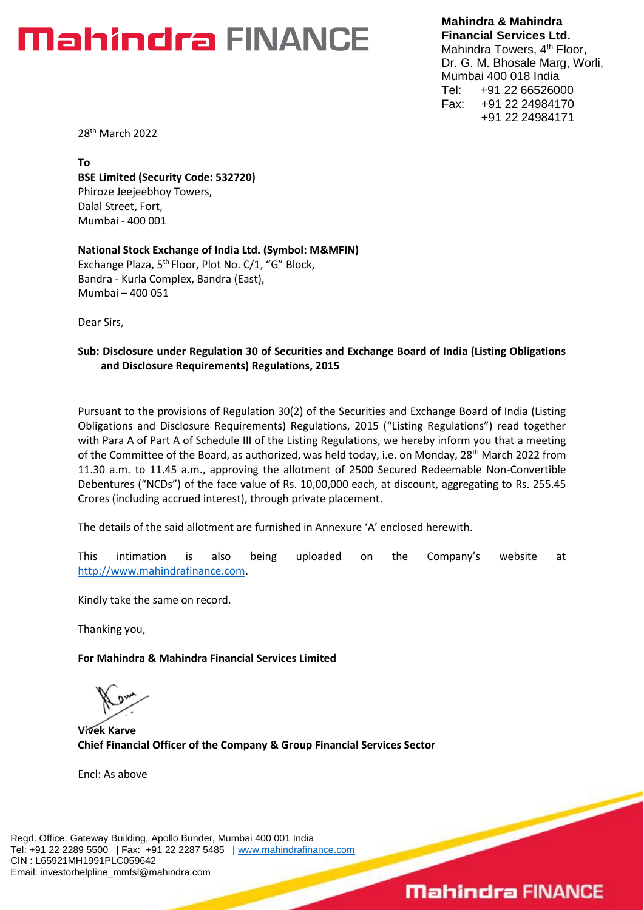# Mahindra FINANCE

**Mahindra & Mahindra Financial Services Ltd.**
Mahindra Towers, 4th Floor,
Dr. G. M. Bhosale Marg, Worli,
Mumbai 400 018 India
Tel: +91 22 66526000
Fax: +91 22 24984170
+91 22 24984171

28th March 2022

**To**

**BSE Limited (Security Code: 532720)**
Phiroze Jeejeebhoy Towers,
Dalal Street, Fort,
Mumbai - 400 001

**National Stock Exchange of India Ltd. (Symbol: M&MFIN)**
Exchange Plaza, 5th Floor, Plot No. C/1, "G" Block,
Bandra - Kurla Complex, Bandra (East),
Mumbai – 400 051

Dear Sirs,

**Sub: Disclosure under Regulation 30 of Securities and Exchange Board of India (Listing Obligations and Disclosure Requirements) Regulations, 2015**

---

Pursuant to the provisions of Regulation 30(2) of the Securities and Exchange Board of India (Listing Obligations and Disclosure Requirements) Regulations, 2015 ("Listing Regulations") read together with Para A of Part A of Schedule III of the Listing Regulations, we hereby inform you that a meeting of the Committee of the Board, as authorized, was held today, i.e. on Monday, 28th March 2022 from 11.30 a.m. to 11.45 a.m., approving the allotment of 2500 Secured Redeemable Non-Convertible Debentures ("NCDs") of the face value of Rs. 10,00,000 each, at discount, aggregating to Rs. 255.45 Crores (including accrued interest), through private placement.

The details of the said allotment are furnished in Annexure 'A' enclosed herewith.

This intimation is also being uploaded on the Company's website at http://www.mahindrafinance.com.

Kindly take the same on record.

Thanking you,

**For Mahindra & Mahindra Financial Services Limited**

**Vivek Karve**
**Chief Financial Officer of the Company & Group Financial Services Sector**

Encl: As above

Regd. Office: Gateway Building, Apollo Bunder, Mumbai 400 001 India
Tel: +91 22 2289 5500 | Fax: +91 22 2287 5485 | www.mahindrafinance.com
CIN : L65921MH1991PLC059642
Email: investorhelpline_mmfsl@mahindra.com

Mahindra FINANCE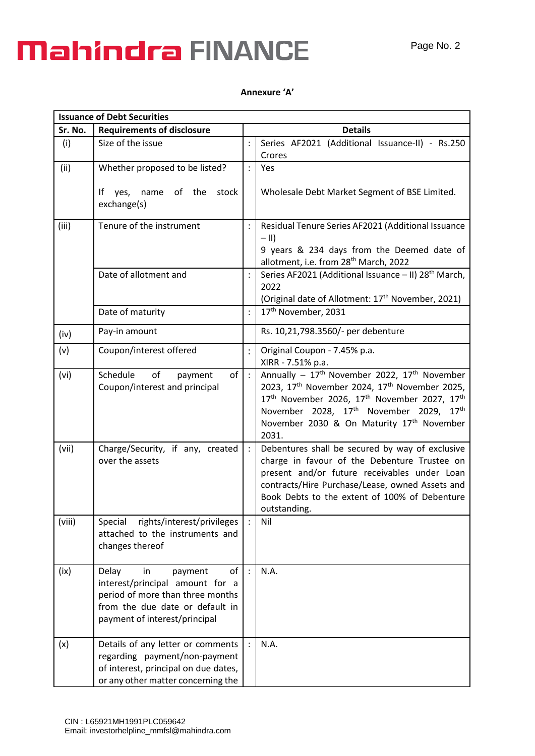**Annexure 'A'**

| Issuance of Debt Securities | | | |
|---|---|---|---|
| **Sr. No.** | **Requirements of disclosure** | | **Details** |
| (i) | Size of the issue | : | Series AF2021 (Additional Issuance-II) - Rs.250 Crores |
| (ii) | Whether proposed to be listed?<br><br>If yes, name of the stock exchange(s) | : | Yes<br><br>Wholesale Debt Market Segment of BSE Limited. |
| (iii) | Tenure of the instrument | : | Residual Tenure Series AF2021 (Additional Issuance – II)<br>9 years & 234 days from the Deemed date of allotment, i.e. from 28th March, 2022 |
| | Date of allotment and | : | Series AF2021 (Additional Issuance – II) 28th March, 2022<br>(Original date of Allotment: 17th November, 2021) |
| | Date of maturity | : | 17th November, 2031 |
| (iv) | Pay-in amount | | Rs. 10,21,798.3560/- per debenture |
| (v) | Coupon/interest offered | : | Original Coupon - 7.45% p.a.<br>XIRR - 7.51% p.a. |
| (vi) | Schedule of payment of Coupon/interest and principal | : | Annually – 17th November 2022, 17th November 2023, 17th November 2024, 17th November 2025, 17th November 2026, 17th November 2027, 17th November 2028, 17th November 2029, 17th November 2030 & On Maturity 17th November 2031. |
| (vii) | Charge/Security, if any, created over the assets | : | Debentures shall be secured by way of exclusive charge in favour of the Debenture Trustee on present and/or future receivables under Loan contracts/Hire Purchase/Lease, owned Assets and Book Debts to the extent of 100% of Debenture outstanding. |
| (viii) | Special rights/interest/privileges attached to the instruments and changes thereof | : | Nil |
| (ix) | Delay in payment of interest/principal amount for a period of more than three months from the due date or default in payment of interest/principal | : | N.A. |
| (x) | Details of any letter or comments regarding payment/non-payment of interest, principal on due dates, or any other matter concerning the | : | N.A. |

CIN : L65921MH1991PLC059642
Email: investorhelpline_mmfsl@mahindra.com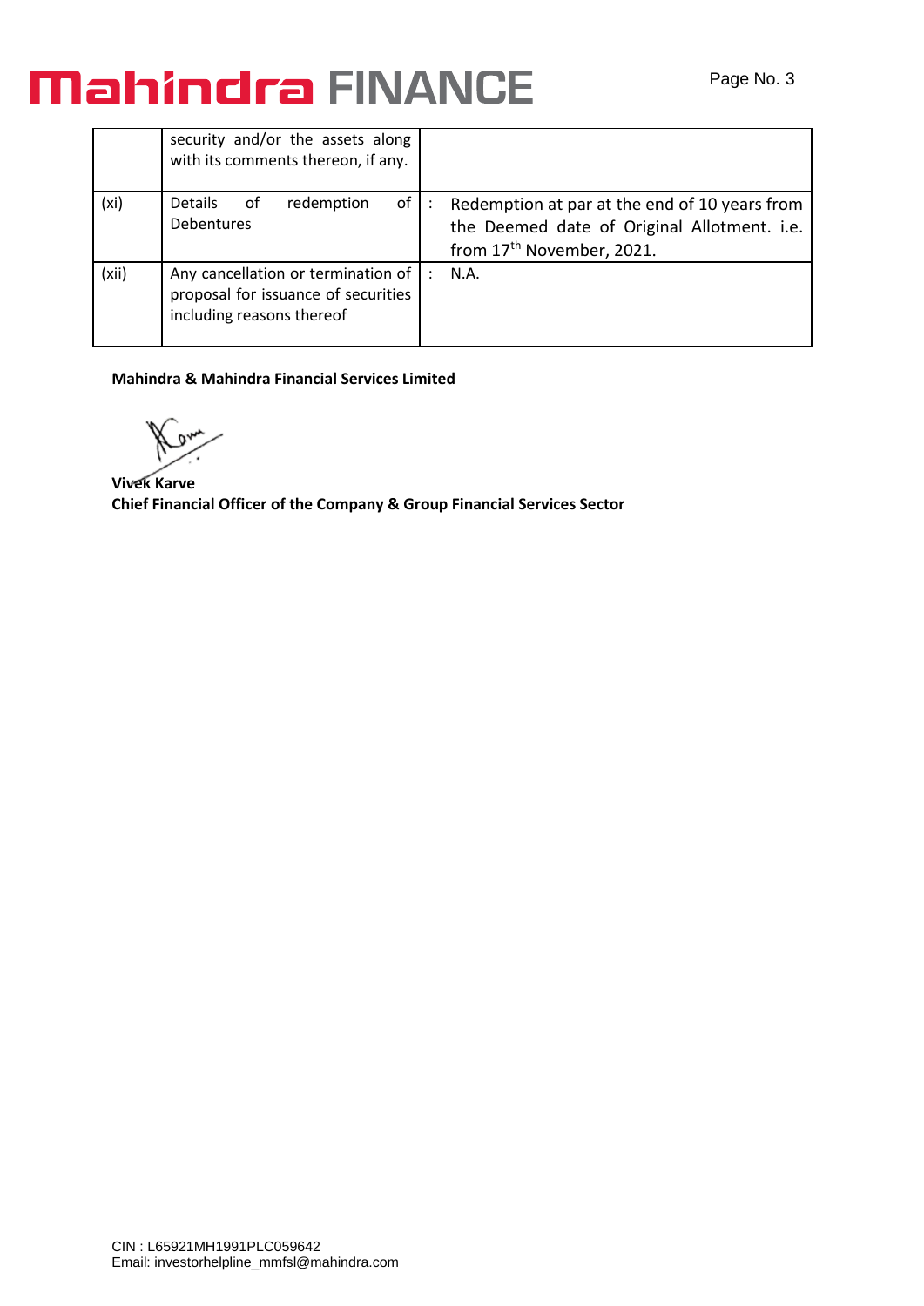| | | | |
|---|---|---|---|
| | security and/or the assets along with its comments thereon, if any. | | |
| (xi) | Details of redemption of Debentures | : | Redemption at par at the end of 10 years from the Deemed date of Original Allotment. i.e. from 17th November, 2021. |
| (xii) | Any cancellation or termination of proposal for issuance of securities including reasons thereof | : | N.A. |

**Mahindra & Mahindra Financial Services Limited**

**Vivek Karve**
**Chief Financial Officer of the Company & Group Financial Services Sector**

CIN : L65921MH1991PLC059642
Email: investorhelpline_mmfsl@mahindra.com